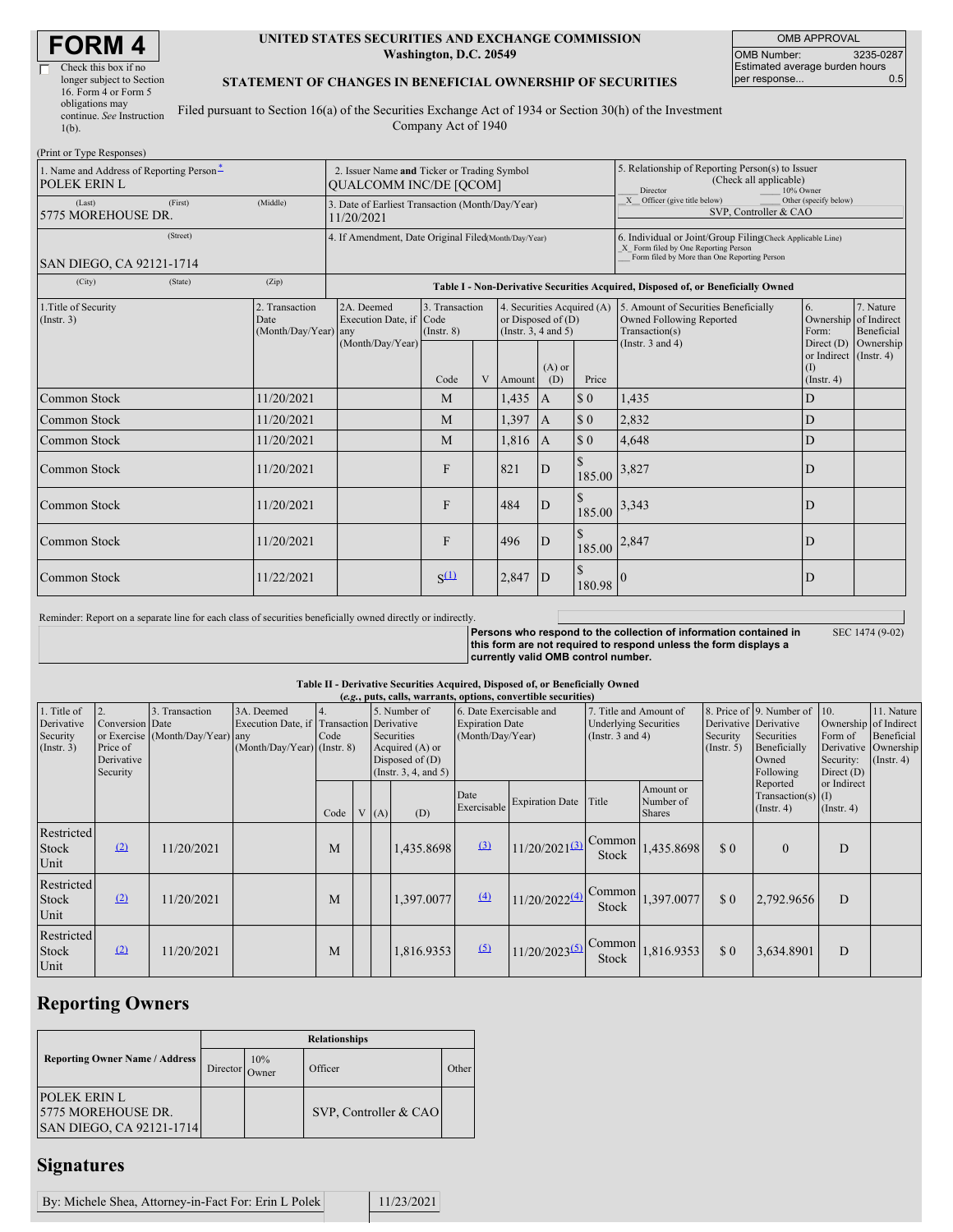# FORM 4

☐ Check this box if no longer subject to Section 16. Form 4 or Form 5 obligations may continue. *See* Instruction 1(b).

**UNITED STATES SECURITIES AND EXCHANGE COMMISSION**
**Washington, D.C. 20549**

**STATEMENT OF CHANGES IN BENEFICIAL OWNERSHIP OF SECURITIES**

Filed pursuant to Section 16(a) of the Securities Exchange Act of 1934 or Section 30(h) of the Investment Company Act of 1940

| OMB APPROVAL | |
|---|---|
| OMB Number: | 3235-0287 |
| Estimated average burden hours per response... | 0.5 |

(Print or Type Responses)

| | | |
|---|---|---|
| 1. Name and Address of Reporting Person* POLEK ERIN L | 2. Issuer Name **and** Ticker or Trading Symbol QUALCOMM INC/DE [QCOM] | 5. Relationship of Reporting Person(s) to Issuer (Check all applicable) ___ Director ___ 10% Owner _X_ Officer (give title below) ___ Other (specify below) SVP, Controller & CAO |
| (Last) (First) (Middle) 5775 MOREHOUSE DR. | 3. Date of Earliest Transaction (Month/Day/Year) 11/20/2021 | |
| (Street) SAN DIEGO, CA 92121-1714 | 4. If Amendment, Date Original Filed (Month/Day/Year) | 6. Individual or Joint/Group Filing (Check Applicable Line) _X_ Form filed by One Reporting Person ___ Form filed by More than One Reporting Person |
| (City) (State) (Zip) | | |

**Table I - Non-Derivative Securities Acquired, Disposed of, or Beneficially Owned**

| 1.Title of Security (Instr. 3) | 2. Transaction Date (Month/Day/Year) | 2A. Deemed Execution Date, if any (Month/Day/Year) | 3. Transaction Code (Instr. 8) | | 4. Securities Acquired (A) or Disposed of (D) (Instr. 3, 4 and 5) | | | 5. Amount of Securities Beneficially Owned Following Reported Transaction(s) (Instr. 3 and 4) | 6. Ownership Form: Direct (D) or Indirect (I) (Instr. 4) | 7. Nature of Indirect Beneficial Ownership (Instr. 4) |
|---|---|---|---|---|---|---|---|---|---|---|
| | | | Code | V | Amount | (A) or (D) | Price | | | |
| Common Stock | 11/20/2021 | | M | | 1,435 | A | $ 0 | 1,435 | D | |
| Common Stock | 11/20/2021 | | M | | 1,397 | A | $ 0 | 2,832 | D | |
| Common Stock | 11/20/2021 | | M | | 1,816 | A | $ 0 | 4,648 | D | |
| Common Stock | 11/20/2021 | | F | | 821 | D | $ 185.00 | 3,827 | D | |
| Common Stock | 11/20/2021 | | F | | 484 | D | $ 185.00 | 3,343 | D | |
| Common Stock | 11/20/2021 | | F | | 496 | D | $ 185.00 | 2,847 | D | |
| Common Stock | 11/22/2021 | | S(1) | | 2,847 | D | $ 180.98 | 0 | D | |

Reminder: Report on a separate line for each class of securities beneficially owned directly or indirectly.

**Persons who respond to the collection of information contained in this form are not required to respond unless the form displays a currently valid OMB control number.**

SEC 1474 (9-02)

**Table II - Derivative Securities Acquired, Disposed of, or Beneficially Owned**
***(e.g., puts, calls, warrants, options, convertible securities)***

| 1. Title of Derivative Security (Instr. 3) | 2. Conversion or Exercise Price of Derivative Security | 3. Transaction Date (Month/Day/Year) | 3A. Deemed Execution Date, if any (Month/Day/Year) | 4. Transaction Code (Instr. 8) | | 5. Number of Derivative Securities Acquired (A) or Disposed of (D) (Instr. 3, 4, and 5) | | 6. Date Exercisable and Expiration Date (Month/Day/Year) | | 7. Title and Amount of Underlying Securities (Instr. 3 and 4) | | 8. Price of Derivative Security (Instr. 5) | 9. Number of Derivative Securities Beneficially Owned Following Reported Transaction(s) (Instr. 4) | 10. Ownership Form of Derivative Security: Direct (D) or Indirect (I) (Instr. 4) | 11. Nature of Indirect Beneficial Ownership (Instr. 4) |
|---|---|---|---|---|---|---|---|---|---|---|---|---|---|---|---|
| | | | | Code | V | (A) | (D) | Date Exercisable | Expiration Date | Title | Amount or Number of Shares | | | | |
| Restricted Stock Unit | (2) | 11/20/2021 | | M | | | 1,435.8698 | (3) | 11/20/2021(3) | Common Stock | 1,435.8698 | $ 0 | 0 | D | |
| Restricted Stock Unit | (2) | 11/20/2021 | | M | | | 1,397.0077 | (4) | 11/20/2022(4) | Common Stock | 1,397.0077 | $ 0 | 2,792.9656 | D | |
| Restricted Stock Unit | (2) | 11/20/2021 | | M | | | 1,816.9353 | (5) | 11/20/2023(5) | Common Stock | 1,816.9353 | $ 0 | 3,634.8901 | D | |

## Reporting Owners

| Reporting Owner Name / Address | Relationships | | | |
|---|---|---|---|---|
| | Director | 10% Owner | Officer | Other |
| POLEK ERIN L 5775 MOREHOUSE DR. SAN DIEGO, CA 92121-1714 | | | SVP, Controller & CAO | |

## Signatures

| | |
|---|---|
| By: Michele Shea, Attorney-in-Fact For: Erin L Polek | 11/23/2021 |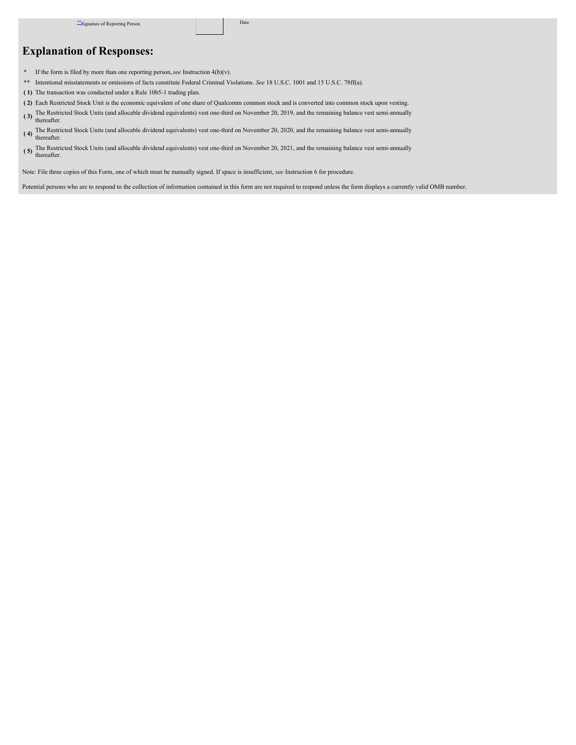| ** Signature of Reporting Person | | Date |
| --- | --- | --- |

## Explanation of Responses:

- \* If the form is filed by more than one reporting person, *see* Instruction 4(b)(v).
- \*\* Intentional misstatements or omissions of facts constitute Federal Criminal Violations. *See* 18 U.S.C. 1001 and 15 U.S.C. 78ff(a).
- **( 1)** The transaction was conducted under a Rule 10b5-1 trading plan.
- **( 2)** Each Restricted Stock Unit is the economic equivalent of one share of Qualcomm common stock and is converted into common stock upon vesting.
- **( 3)** The Restricted Stock Units (and allocable dividend equivalents) vest one-third on November 20, 2019, and the remaining balance vest semi-annually thereafter.
- **( 4)** The Restricted Stock Units (and allocable dividend equivalents) vest one-third on November 20, 2020, and the remaining balance vest semi-annually thereafter.
- **( 5)** The Restricted Stock Units (and allocable dividend equivalents) vest one-third on November 20, 2021, and the remaining balance vest semi-annually thereafter.

Note: File three copies of this Form, one of which must be manually signed. If space is insufficient, *see* Instruction 6 for procedure.

Potential persons who are to respond to the collection of information contained in this form are not required to respond unless the form displays a currently valid OMB number.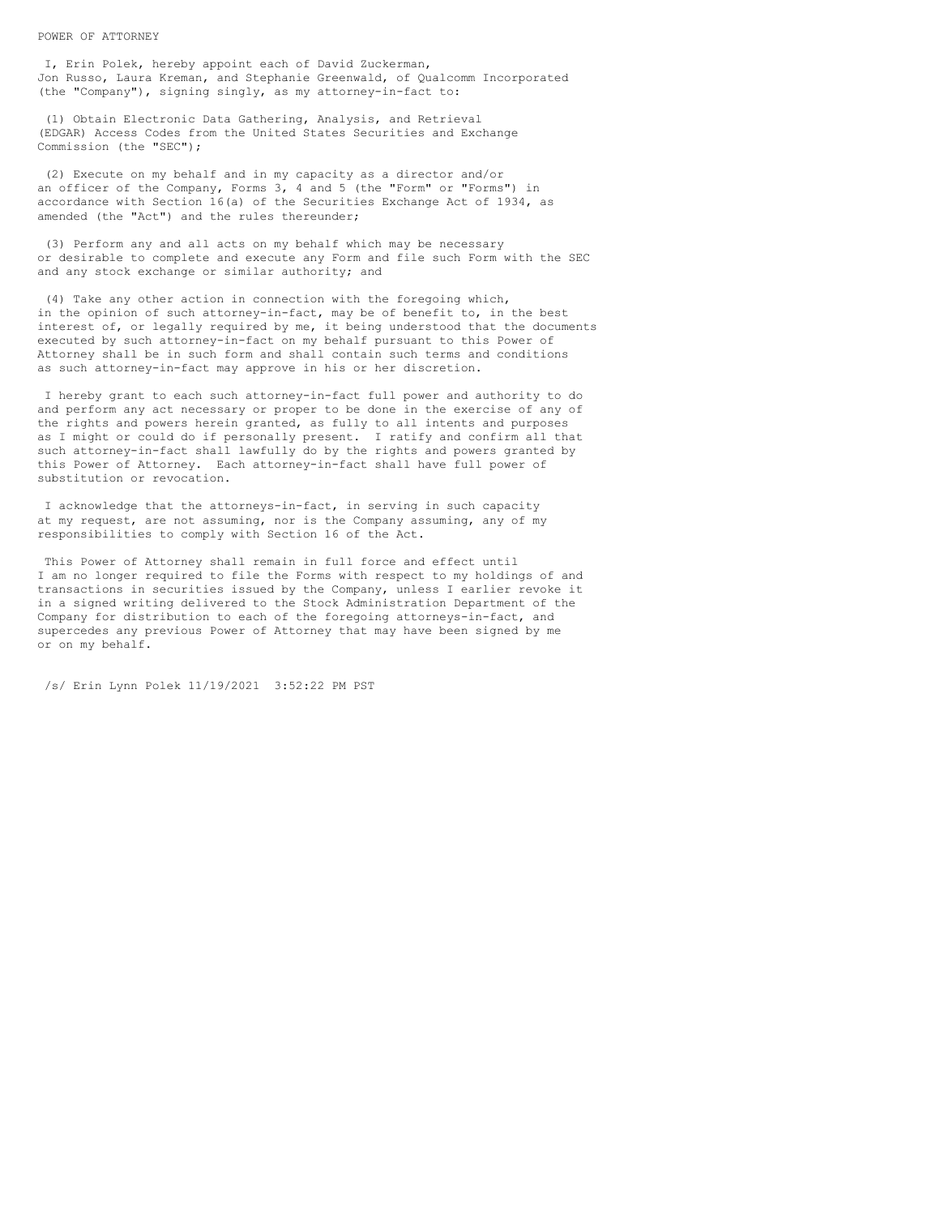# POWER OF ATTORNEY

I, Erin Polek, hereby appoint each of David Zuckerman, Jon Russo, Laura Kreman, and Stephanie Greenwald, of Qualcomm Incorporated (the "Company"), signing singly, as my attorney-in-fact to:

(1) Obtain Electronic Data Gathering, Analysis, and Retrieval (EDGAR) Access Codes from the United States Securities and Exchange Commission (the "SEC");

(2) Execute on my behalf and in my capacity as a director and/or an officer of the Company, Forms 3, 4 and 5 (the "Form" or "Forms") in accordance with Section 16(a) of the Securities Exchange Act of 1934, as amended (the "Act") and the rules thereunder;

(3) Perform any and all acts on my behalf which may be necessary or desirable to complete and execute any Form and file such Form with the SEC and any stock exchange or similar authority; and

(4) Take any other action in connection with the foregoing which, in the opinion of such attorney-in-fact, may be of benefit to, in the best interest of, or legally required by me, it being understood that the documents executed by such attorney-in-fact on my behalf pursuant to this Power of Attorney shall be in such form and shall contain such terms and conditions as such attorney-in-fact may approve in his or her discretion.

I hereby grant to each such attorney-in-fact full power and authority to do and perform any act necessary or proper to be done in the exercise of any of the rights and powers herein granted, as fully to all intents and purposes as I might or could do if personally present. I ratify and confirm all that such attorney-in-fact shall lawfully do by the rights and powers granted by this Power of Attorney. Each attorney-in-fact shall have full power of substitution or revocation.

I acknowledge that the attorneys-in-fact, in serving in such capacity at my request, are not assuming, nor is the Company assuming, any of my responsibilities to comply with Section 16 of the Act.

This Power of Attorney shall remain in full force and effect until I am no longer required to file the Forms with respect to my holdings of and transactions in securities issued by the Company, unless I earlier revoke it in a signed writing delivered to the Stock Administration Department of the Company for distribution to each of the foregoing attorneys-in-fact, and supercedes any previous Power of Attorney that may have been signed by me or on my behalf.

/s/ Erin Lynn Polek 11/19/2021 3:52:22 PM PST